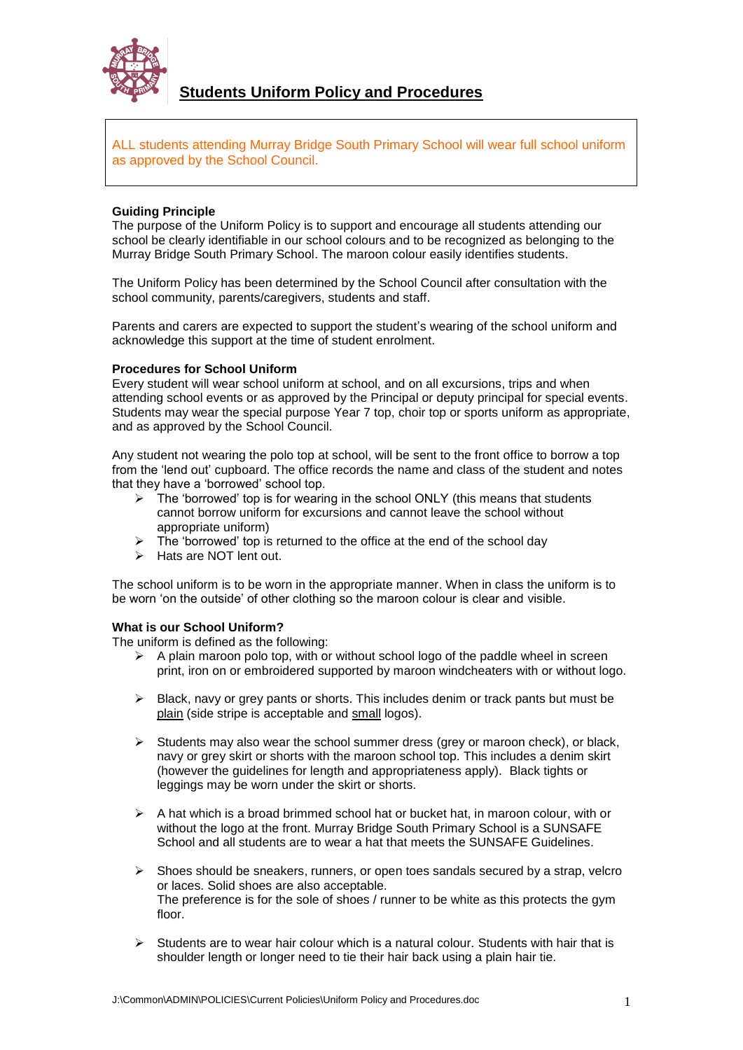# Students Uniform Policy and Procedures

ALL students attending Murray Bridge South Primary School will wear full school uniform as approved by the School Council.

**Guiding Principle**

The purpose of the Uniform Policy is to support and encourage all students attending our school be clearly identifiable in our school colours and to be recognized as belonging to the Murray Bridge South Primary School. The maroon colour easily identifies students.

The Uniform Policy has been determined by the School Council after consultation with the school community, parents/caregivers, students and staff.

Parents and carers are expected to support the student's wearing of the school uniform and acknowledge this support at the time of student enrolment.

**Procedures for School Uniform**

Every student will wear school uniform at school, and on all excursions, trips and when attending school events or as approved by the Principal or deputy principal for special events. Students may wear the special purpose Year 7 top, choir top or sports uniform as appropriate, and as approved by the School Council.

Any student not wearing the polo top at school, will be sent to the front office to borrow a top from the 'lend out' cupboard. The office records the name and class of the student and notes that they have a 'borrowed' school top.

- The 'borrowed' top is for wearing in the school ONLY (this means that students cannot borrow uniform for excursions and cannot leave the school without appropriate uniform)
- The 'borrowed' top is returned to the office at the end of the school day
- Hats are NOT lent out.

The school uniform is to be worn in the appropriate manner. When in class the uniform is to be worn 'on the outside' of other clothing so the maroon colour is clear and visible.

**What is our School Uniform?**

The uniform is defined as the following:

- A plain maroon polo top, with or without school logo of the paddle wheel in screen print, iron on or embroidered supported by maroon windcheaters with or without logo.
- Black, navy or grey pants or shorts. This includes denim or track pants but must be plain (side stripe is acceptable and small logos).
- Students may also wear the school summer dress (grey or maroon check), or black, navy or grey skirt or shorts with the maroon school top. This includes a denim skirt (however the guidelines for length and appropriateness apply). Black tights or leggings may be worn under the skirt or shorts.
- A hat which is a broad brimmed school hat or bucket hat, in maroon colour, with or without the logo at the front. Murray Bridge South Primary School is a SUNSAFE School and all students are to wear a hat that meets the SUNSAFE Guidelines.
- Shoes should be sneakers, runners, or open toes sandals secured by a strap, velcro or laces. Solid shoes are also acceptable.
  The preference is for the sole of shoes / runner to be white as this protects the gym floor.
- Students are to wear hair colour which is a natural colour. Students with hair that is shoulder length or longer need to tie their hair back using a plain hair tie.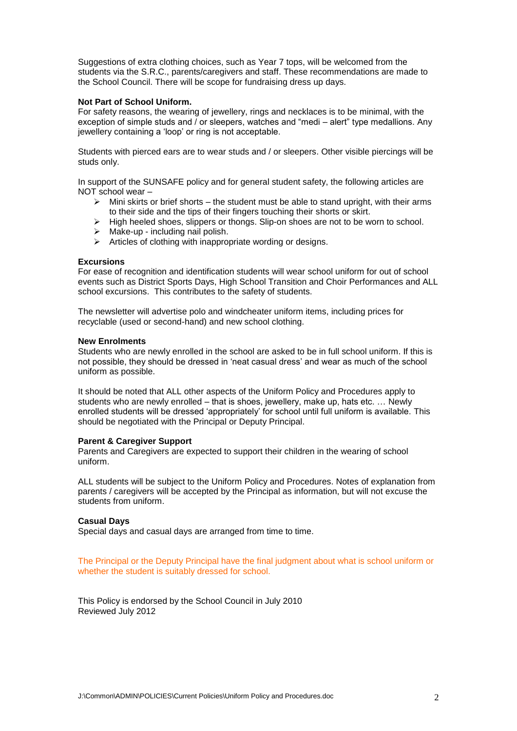Suggestions of extra clothing choices, such as Year 7 tops, will be welcomed from the students via the S.R.C., parents/caregivers and staff. These recommendations are made to the School Council. There will be scope for fundraising dress up days.

**Not Part of School Uniform.**

For safety reasons, the wearing of jewellery, rings and necklaces is to be minimal, with the exception of simple studs and / or sleepers, watches and "medi – alert" type medallions. Any jewellery containing a 'loop' or ring is not acceptable.

Students with pierced ears are to wear studs and / or sleepers. Other visible piercings will be studs only.

In support of the SUNSAFE policy and for general student safety, the following articles are NOT school wear –

- Mini skirts or brief shorts – the student must be able to stand upright, with their arms to their side and the tips of their fingers touching their shorts or skirt.
- High heeled shoes, slippers or thongs. Slip-on shoes are not to be worn to school.
- Make-up - including nail polish.
- Articles of clothing with inappropriate wording or designs.

**Excursions**

For ease of recognition and identification students will wear school uniform for out of school events such as District Sports Days, High School Transition and Choir Performances and ALL school excursions. This contributes to the safety of students.

The newsletter will advertise polo and windcheater uniform items, including prices for recyclable (used or second-hand) and new school clothing.

**New Enrolments**

Students who are newly enrolled in the school are asked to be in full school uniform. If this is not possible, they should be dressed in 'neat casual dress' and wear as much of the school uniform as possible.

It should be noted that ALL other aspects of the Uniform Policy and Procedures apply to students who are newly enrolled – that is shoes, jewellery, make up, hats etc. … Newly enrolled students will be dressed 'appropriately' for school until full uniform is available. This should be negotiated with the Principal or Deputy Principal.

**Parent & Caregiver Support**

Parents and Caregivers are expected to support their children in the wearing of school uniform.

ALL students will be subject to the Uniform Policy and Procedures. Notes of explanation from parents / caregivers will be accepted by the Principal as information, but will not excuse the students from uniform.

**Casual Days**

Special days and casual days are arranged from time to time.

The Principal or the Deputy Principal have the final judgment about what is school uniform or whether the student is suitably dressed for school.

This Policy is endorsed by the School Council in July 2010
Reviewed July 2012